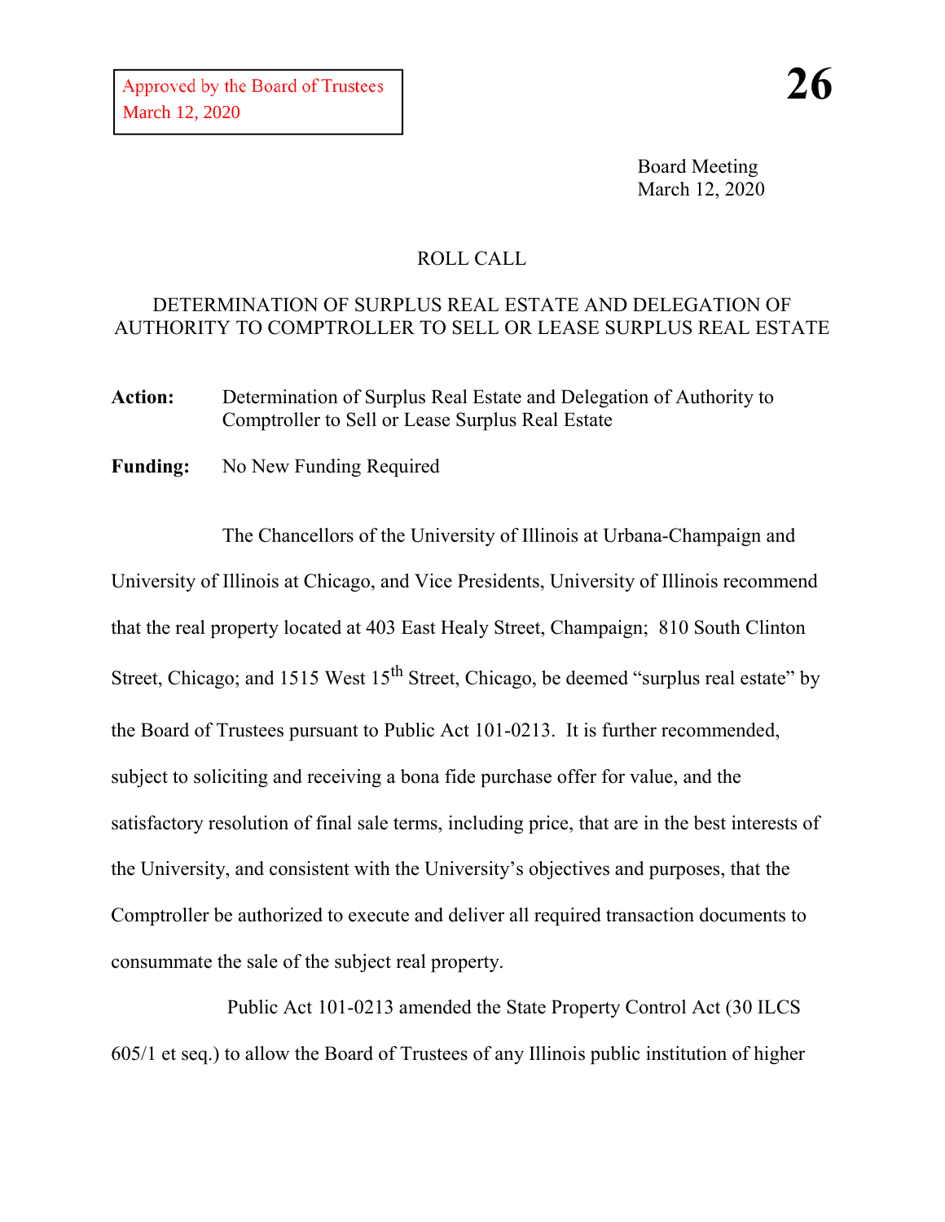Approved by the Board of Trustees
March 12, 2020

**26**

Board Meeting
March 12, 2020

ROLL CALL

DETERMINATION OF SURPLUS REAL ESTATE AND DELEGATION OF AUTHORITY TO COMPTROLLER TO SELL OR LEASE SURPLUS REAL ESTATE

**Action:** Determination of Surplus Real Estate and Delegation of Authority to Comptroller to Sell or Lease Surplus Real Estate

**Funding:** No New Funding Required

The Chancellors of the University of Illinois at Urbana-Champaign and University of Illinois at Chicago, and Vice Presidents, University of Illinois recommend that the real property located at 403 East Healy Street, Champaign; 810 South Clinton Street, Chicago; and 1515 West 15th Street, Chicago, be deemed "surplus real estate" by the Board of Trustees pursuant to Public Act 101-0213. It is further recommended, subject to soliciting and receiving a bona fide purchase offer for value, and the satisfactory resolution of final sale terms, including price, that are in the best interests of the University, and consistent with the University's objectives and purposes, that the Comptroller be authorized to execute and deliver all required transaction documents to consummate the sale of the subject real property.

Public Act 101-0213 amended the State Property Control Act (30 ILCS 605/1 et seq.) to allow the Board of Trustees of any Illinois public institution of higher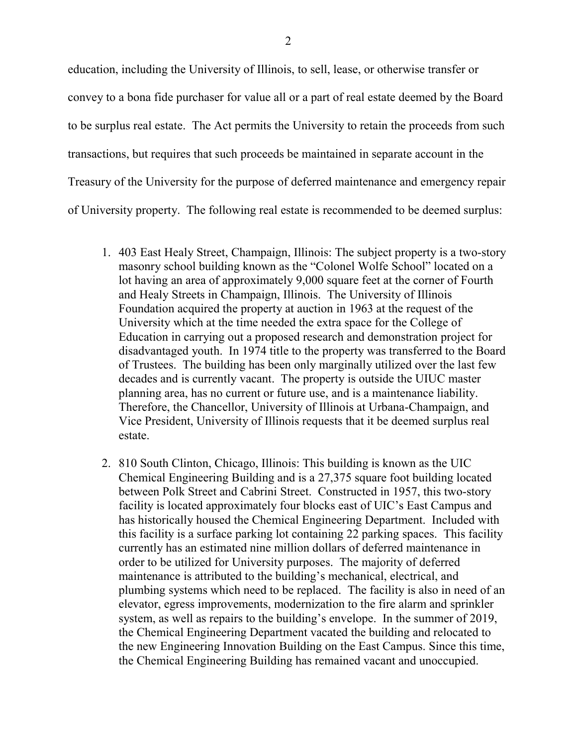education, including the University of Illinois, to sell, lease, or otherwise transfer or convey to a bona fide purchaser for value all or a part of real estate deemed by the Board to be surplus real estate. The Act permits the University to retain the proceeds from such transactions, but requires that such proceeds be maintained in separate account in the Treasury of the University for the purpose of deferred maintenance and emergency repair of University property. The following real estate is recommended to be deemed surplus:

1. 403 East Healy Street, Champaign, Illinois: The subject property is a two-story masonry school building known as the "Colonel Wolfe School" located on a lot having an area of approximately 9,000 square feet at the corner of Fourth and Healy Streets in Champaign, Illinois. The University of Illinois Foundation acquired the property at auction in 1963 at the request of the University which at the time needed the extra space for the College of Education in carrying out a proposed research and demonstration project for disadvantaged youth. In 1974 title to the property was transferred to the Board of Trustees. The building has been only marginally utilized over the last few decades and is currently vacant. The property is outside the UIUC master planning area, has no current or future use, and is a maintenance liability. Therefore, the Chancellor, University of Illinois at Urbana-Champaign, and Vice President, University of Illinois requests that it be deemed surplus real estate.

2. 810 South Clinton, Chicago, Illinois: This building is known as the UIC Chemical Engineering Building and is a 27,375 square foot building located between Polk Street and Cabrini Street. Constructed in 1957, this two-story facility is located approximately four blocks east of UIC's East Campus and has historically housed the Chemical Engineering Department. Included with this facility is a surface parking lot containing 22 parking spaces. This facility currently has an estimated nine million dollars of deferred maintenance in order to be utilized for University purposes. The majority of deferred maintenance is attributed to the building's mechanical, electrical, and plumbing systems which need to be replaced. The facility is also in need of an elevator, egress improvements, modernization to the fire alarm and sprinkler system, as well as repairs to the building's envelope. In the summer of 2019, the Chemical Engineering Department vacated the building and relocated to the new Engineering Innovation Building on the East Campus. Since this time, the Chemical Engineering Building has remained vacant and unoccupied.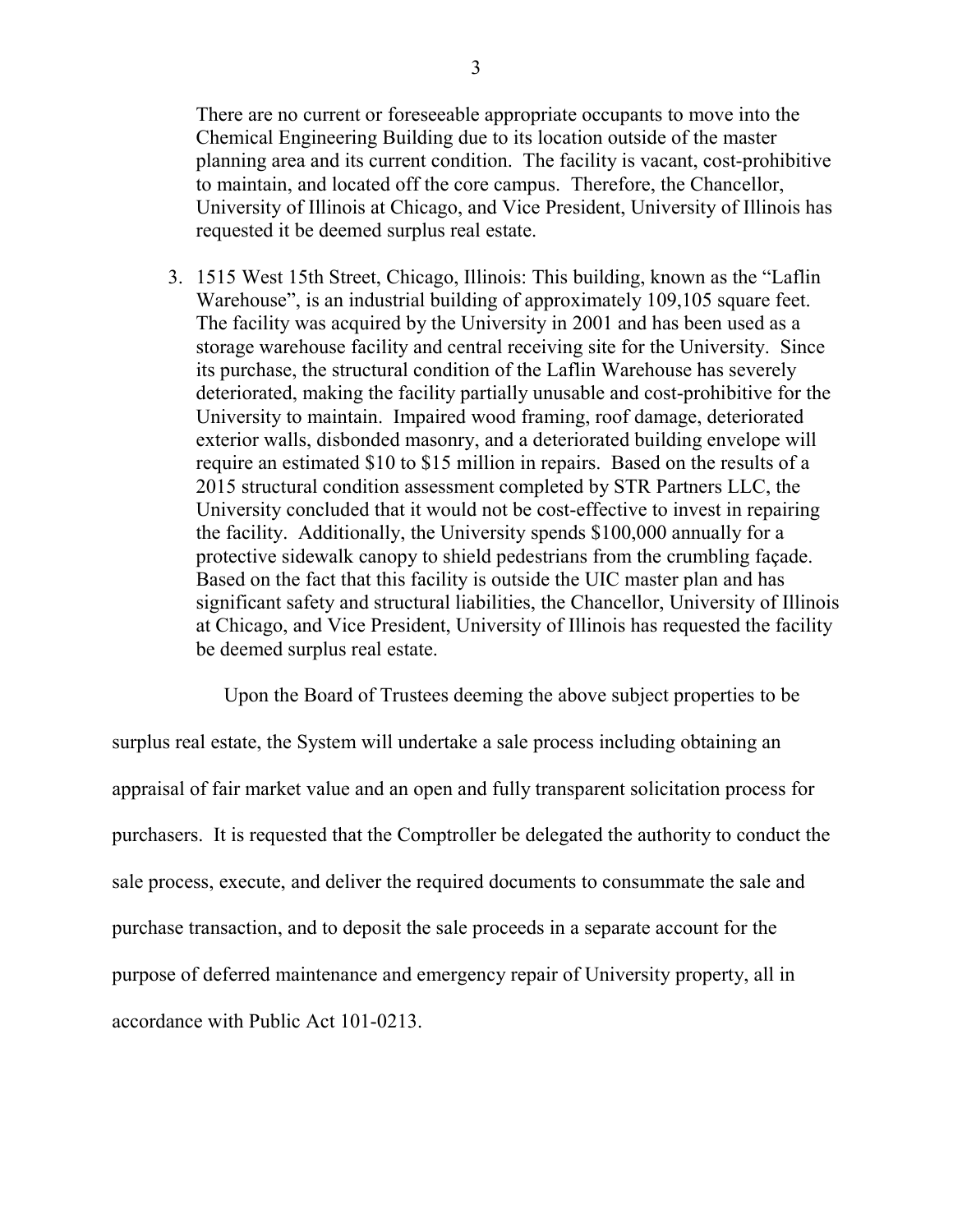There are no current or foreseeable appropriate occupants to move into the Chemical Engineering Building due to its location outside of the master planning area and its current condition. The facility is vacant, cost-prohibitive to maintain, and located off the core campus. Therefore, the Chancellor, University of Illinois at Chicago, and Vice President, University of Illinois has requested it be deemed surplus real estate.

3. 1515 West 15th Street, Chicago, Illinois: This building, known as the "Laflin Warehouse", is an industrial building of approximately 109,105 square feet. The facility was acquired by the University in 2001 and has been used as a storage warehouse facility and central receiving site for the University. Since its purchase, the structural condition of the Laflin Warehouse has severely deteriorated, making the facility partially unusable and cost-prohibitive for the University to maintain. Impaired wood framing, roof damage, deteriorated exterior walls, disbonded masonry, and a deteriorated building envelope will require an estimated $10 to $15 million in repairs. Based on the results of a 2015 structural condition assessment completed by STR Partners LLC, the University concluded that it would not be cost-effective to invest in repairing the facility. Additionally, the University spends $100,000 annually for a protective sidewalk canopy to shield pedestrians from the crumbling façade. Based on the fact that this facility is outside the UIC master plan and has significant safety and structural liabilities, the Chancellor, University of Illinois at Chicago, and Vice President, University of Illinois has requested the facility be deemed surplus real estate.

Upon the Board of Trustees deeming the above subject properties to be surplus real estate, the System will undertake a sale process including obtaining an appraisal of fair market value and an open and fully transparent solicitation process for purchasers. It is requested that the Comptroller be delegated the authority to conduct the sale process, execute, and deliver the required documents to consummate the sale and purchase transaction, and to deposit the sale proceeds in a separate account for the purpose of deferred maintenance and emergency repair of University property, all in accordance with Public Act 101-0213.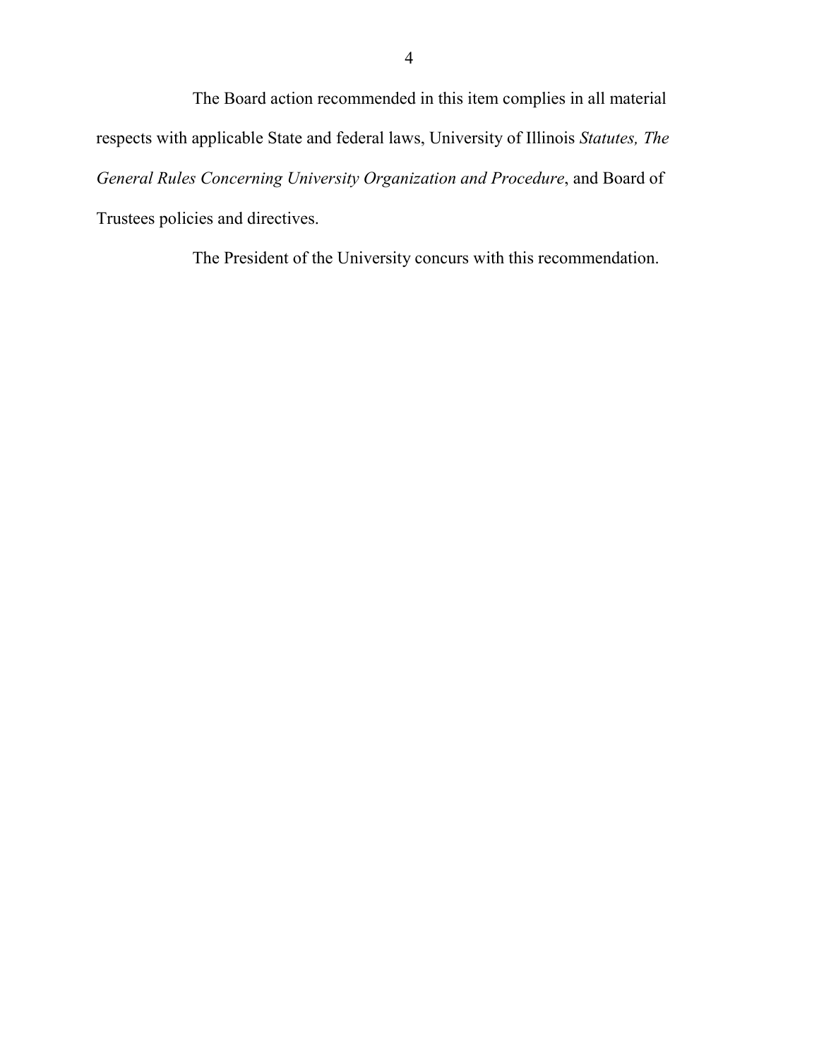The Board action recommended in this item complies in all material respects with applicable State and federal laws, University of Illinois *Statutes, The General Rules Concerning University Organization and Procedure*, and Board of Trustees policies and directives.

The President of the University concurs with this recommendation.